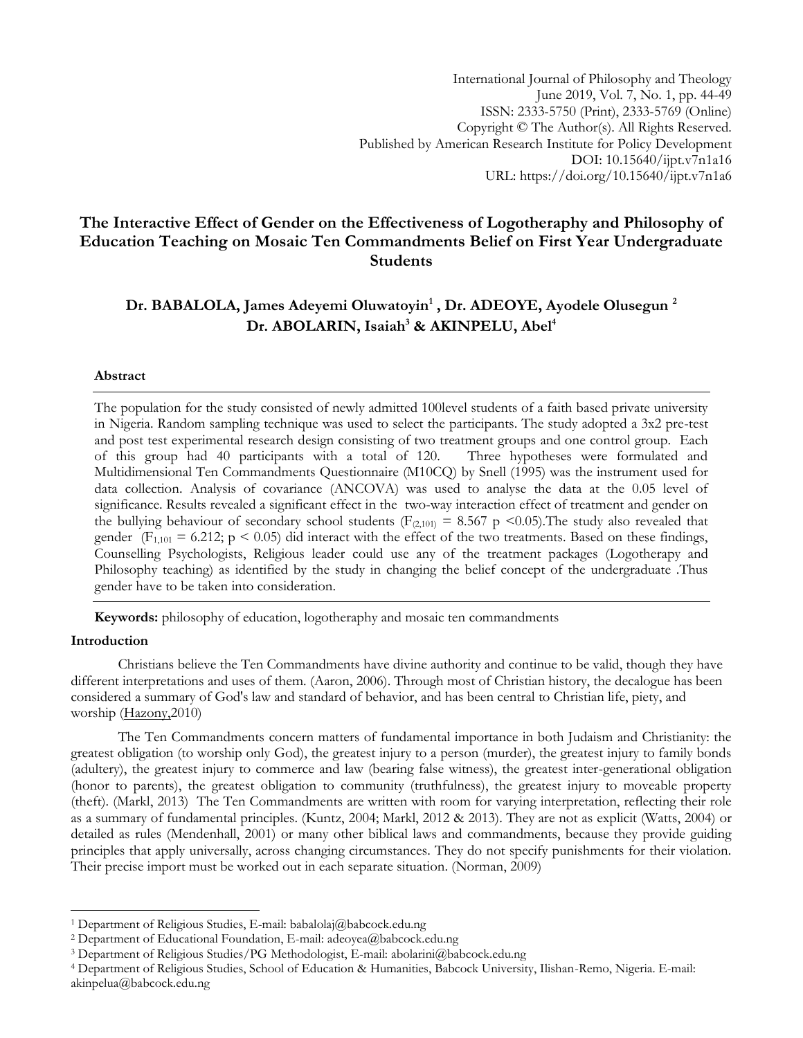International Journal of Philosophy and Theology
June 2019, Vol. 7, No. 1, pp. 44-49
ISSN: 2333-5750 (Print), 2333-5769 (Online)
Copyright © The Author(s). All Rights Reserved.
Published by American Research Institute for Policy Development
DOI: 10.15640/ijpt.v7n1a16
URL: https://doi.org/10.15640/ijpt.v7n1a6

# The Interactive Effect of Gender on the Effectiveness of Logotheraphy and Philosophy of Education Teaching on Mosaic Ten Commandments Belief on First Year Undergraduate Students

**Dr. BABALOLA, James Adeyemi Oluwatoyin[1] , Dr. ADEOYE, Ayodele Olusegun [2] Dr. ABOLARIN, Isaiah[3] & AKINPELU, Abel[4]**

## Abstract

The population for the study consisted of newly admitted 100level students of a faith based private university in Nigeria. Random sampling technique was used to select the participants. The study adopted a 3x2 pre-test and post test experimental research design consisting of two treatment groups and one control group. Each of this group had 40 participants with a total of 120. Three hypotheses were formulated and Multidimensional Ten Commandments Questionnaire (M10CQ) by Snell (1995) was the instrument used for data collection. Analysis of covariance (ANCOVA) was used to analyse the data at the 0.05 level of significance. Results revealed a significant effect in the two-way interaction effect of treatment and gender on the bullying behaviour of secondary school students ($F_{(2,101)} = 8.567$ $p < 0.05$).The study also revealed that gender ($F_{1,101} = 6.212$; $p < 0.05$) did interact with the effect of the two treatments. Based on these findings, Counselling Psychologists, Religious leader could use any of the treatment packages (Logotherapy and Philosophy teaching) as identified by the study in changing the belief concept of the undergraduate .Thus gender have to be taken into consideration.

**Keywords:** philosophy of education, logotheraphy and mosaic ten commandments

## Introduction

Christians believe the Ten Commandments have divine authority and continue to be valid, though they have different interpretations and uses of them. (Aaron, 2006). Through most of Christian history, the decalogue has been considered a summary of God's law and standard of behavior, and has been central to Christian life, piety, and worship (Hazony,2010)

The Ten Commandments concern matters of fundamental importance in both Judaism and Christianity: the greatest obligation (to worship only God), the greatest injury to a person (murder), the greatest injury to family bonds (adultery), the greatest injury to commerce and law (bearing false witness), the greatest inter-generational obligation (honor to parents), the greatest obligation to community (truthfulness), the greatest injury to moveable property (theft). (Markl, 2013) The Ten Commandments are written with room for varying interpretation, reflecting their role as a summary of fundamental principles. (Kuntz, 2004; Markl, 2012 & 2013). They are not as explicit (Watts, 2004) or detailed as rules (Mendenhall, 2001) or many other biblical laws and commandments, because they provide guiding principles that apply universally, across changing circumstances. They do not specify punishments for their violation. Their precise import must be worked out in each separate situation. (Norman, 2009)

---

[1] Department of Religious Studies, E-mail: babalolaj@babcock.edu.ng

[2] Department of Educational Foundation, E-mail: adeoyea@babcock.edu.ng

[3] Department of Religious Studies/PG Methodologist, E-mail: abolarini@babcock.edu.ng

[4] Department of Religious Studies, School of Education & Humanities, Babcock University, Ilishan-Remo, Nigeria. E-mail: akinpelua@babcock.edu.ng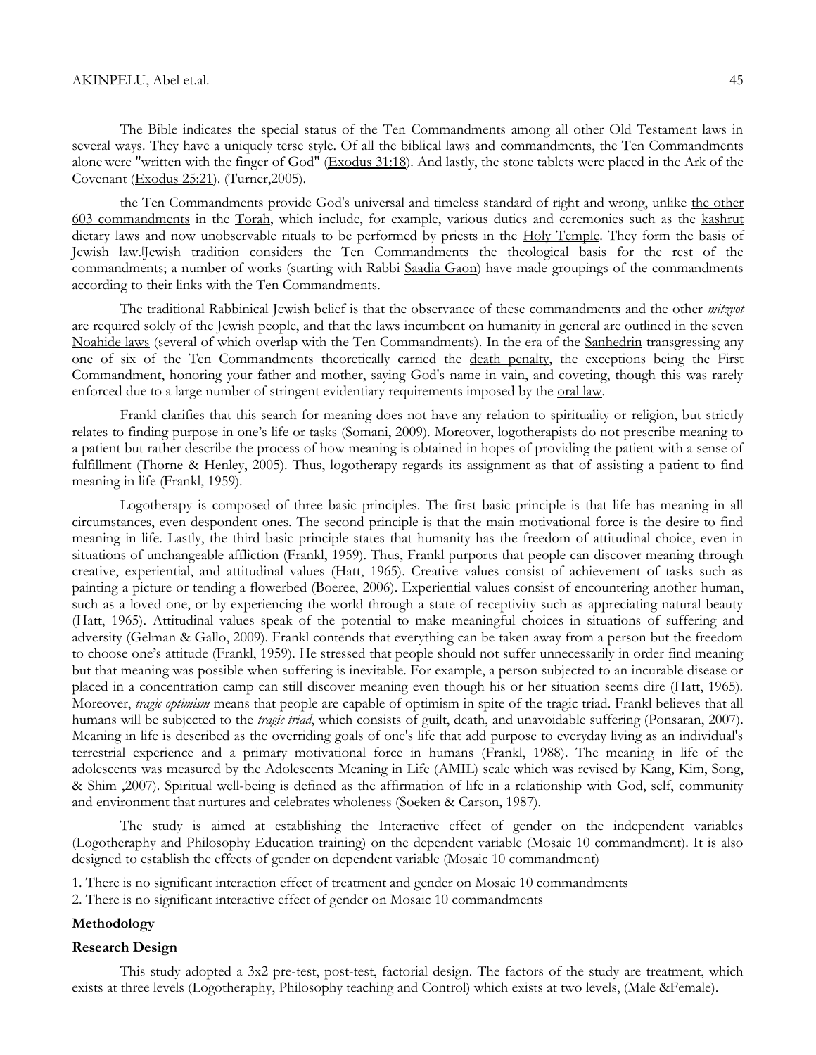The Bible indicates the special status of the Ten Commandments among all other Old Testament laws in several ways. They have a uniquely terse style. Of all the biblical laws and commandments, the Ten Commandments alone were "written with the finger of God" (Exodus 31:18). And lastly, the stone tablets were placed in the Ark of the Covenant (Exodus 25:21). (Turner,2005).

the Ten Commandments provide God's universal and timeless standard of right and wrong, unlike the other 603 commandments in the Torah, which include, for example, various duties and ceremonies such as the kashrut dietary laws and now unobservable rituals to be performed by priests in the Holy Temple. They form the basis of Jewish law.Jewish tradition considers the Ten Commandments the theological basis for the rest of the commandments; a number of works (starting with Rabbi Saadia Gaon) have made groupings of the commandments according to their links with the Ten Commandments.

The traditional Rabbinical Jewish belief is that the observance of these commandments and the other *mitzvot* are required solely of the Jewish people, and that the laws incumbent on humanity in general are outlined in the seven Noahide laws (several of which overlap with the Ten Commandments). In the era of the Sanhedrin transgressing any one of six of the Ten Commandments theoretically carried the death penalty, the exceptions being the First Commandment, honoring your father and mother, saying God's name in vain, and coveting, though this was rarely enforced due to a large number of stringent evidentiary requirements imposed by the oral law.

Frankl clarifies that this search for meaning does not have any relation to spirituality or religion, but strictly relates to finding purpose in one's life or tasks (Somani, 2009). Moreover, logotherapists do not prescribe meaning to a patient but rather describe the process of how meaning is obtained in hopes of providing the patient with a sense of fulfillment (Thorne & Henley, 2005). Thus, logotherapy regards its assignment as that of assisting a patient to find meaning in life (Frankl, 1959).

Logotherapy is composed of three basic principles. The first basic principle is that life has meaning in all circumstances, even despondent ones. The second principle is that the main motivational force is the desire to find meaning in life. Lastly, the third basic principle states that humanity has the freedom of attitudinal choice, even in situations of unchangeable affliction (Frankl, 1959). Thus, Frankl purports that people can discover meaning through creative, experiential, and attitudinal values (Hatt, 1965). Creative values consist of achievement of tasks such as painting a picture or tending a flowerbed (Boeree, 2006). Experiential values consist of encountering another human, such as a loved one, or by experiencing the world through a state of receptivity such as appreciating natural beauty (Hatt, 1965). Attitudinal values speak of the potential to make meaningful choices in situations of suffering and adversity (Gelman & Gallo, 2009). Frankl contends that everything can be taken away from a person but the freedom to choose one's attitude (Frankl, 1959). He stressed that people should not suffer unnecessarily in order find meaning but that meaning was possible when suffering is inevitable. For example, a person subjected to an incurable disease or placed in a concentration camp can still discover meaning even though his or her situation seems dire (Hatt, 1965). Moreover, *tragic optimism* means that people are capable of optimism in spite of the tragic triad. Frankl believes that all humans will be subjected to the *tragic triad*, which consists of guilt, death, and unavoidable suffering (Ponsaran, 2007). Meaning in life is described as the overriding goals of one's life that add purpose to everyday living as an individual's terrestrial experience and a primary motivational force in humans (Frankl, 1988). The meaning in life of the adolescents was measured by the Adolescents Meaning in Life (AMIL) scale which was revised by Kang, Kim, Song, & Shim ,2007). Spiritual well-being is defined as the affirmation of life in a relationship with God, self, community and environment that nurtures and celebrates wholeness (Soeken & Carson, 1987).

The study is aimed at establishing the Interactive effect of gender on the independent variables (Logotheraphy and Philosophy Education training) on the dependent variable (Mosaic 10 commandment). It is also designed to establish the effects of gender on dependent variable (Mosaic 10 commandment)

1. There is no significant interaction effect of treatment and gender on Mosaic 10 commandments
2. There is no significant interactive effect of gender on Mosaic 10 commandments

**Methodology**

**Research Design**

This study adopted a 3x2 pre-test, post-test, factorial design. The factors of the study are treatment, which exists at three levels (Logotheraphy, Philosophy teaching and Control) which exists at two levels, (Male &Female).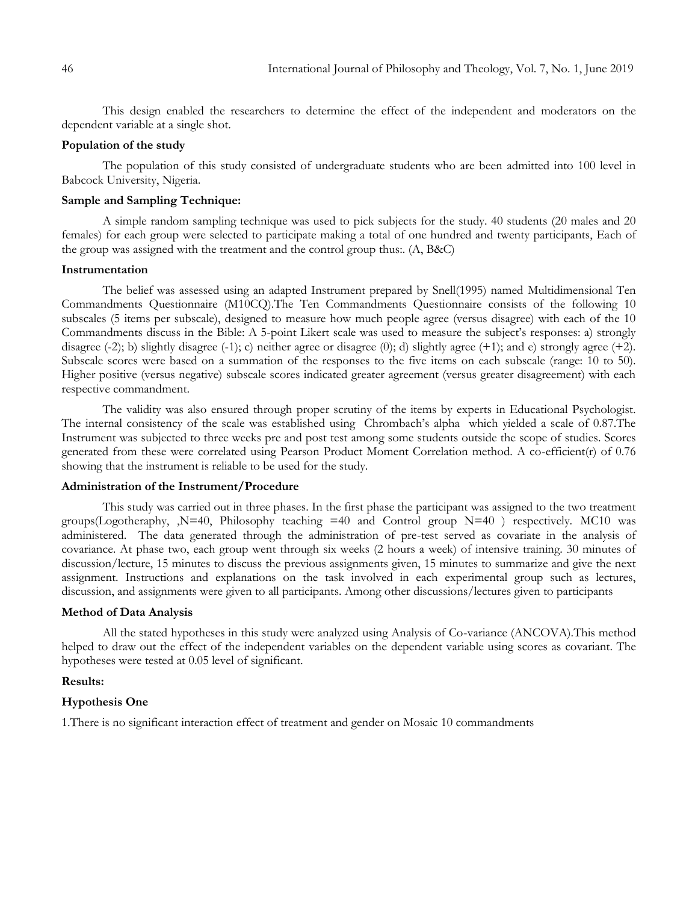This design enabled the researchers to determine the effect of the independent and moderators on the dependent variable at a single shot.

**Population of the study**

The population of this study consisted of undergraduate students who are been admitted into 100 level in Babcock University, Nigeria.

**Sample and Sampling Technique:**

A simple random sampling technique was used to pick subjects for the study. 40 students (20 males and 20 females) for each group were selected to participate making a total of one hundred and twenty participants, Each of the group was assigned with the treatment and the control group thus:. (A, B&C)

**Instrumentation**

The belief was assessed using an adapted Instrument prepared by Snell(1995) named Multidimensional Ten Commandments Questionnaire (M10CQ).The Ten Commandments Questionnaire consists of the following 10 subscales (5 items per subscale), designed to measure how much people agree (versus disagree) with each of the 10 Commandments discuss in the Bible: A 5-point Likert scale was used to measure the subject's responses: a) strongly disagree (-2); b) slightly disagree (-1); c) neither agree or disagree (0); d) slightly agree (+1); and e) strongly agree (+2). Subscale scores were based on a summation of the responses to the five items on each subscale (range: 10 to 50). Higher positive (versus negative) subscale scores indicated greater agreement (versus greater disagreement) with each respective commandment.

The validity was also ensured through proper scrutiny of the items by experts in Educational Psychologist. The internal consistency of the scale was established using Chrombach's alpha which yielded a scale of 0.87.The Instrument was subjected to three weeks pre and post test among some students outside the scope of studies. Scores generated from these were correlated using Pearson Product Moment Correlation method. A co-efficient(r) of 0.76 showing that the instrument is reliable to be used for the study.

**Administration of the Instrument/Procedure**

This study was carried out in three phases. In the first phase the participant was assigned to the two treatment groups(Logotheraphy, ,N=40, Philosophy teaching =40 and Control group N=40 ) respectively. MC10 was administered. The data generated through the administration of pre-test served as covariate in the analysis of covariance. At phase two, each group went through six weeks (2 hours a week) of intensive training. 30 minutes of discussion/lecture, 15 minutes to discuss the previous assignments given, 15 minutes to summarize and give the next assignment. Instructions and explanations on the task involved in each experimental group such as lectures, discussion, and assignments were given to all participants. Among other discussions/lectures given to participants

**Method of Data Analysis**

All the stated hypotheses in this study were analyzed using Analysis of Co-variance (ANCOVA).This method helped to draw out the effect of the independent variables on the dependent variable using scores as covariant. The hypotheses were tested at 0.05 level of significant.

**Results:**

**Hypothesis One**

1.There is no significant interaction effect of treatment and gender on Mosaic 10 commandments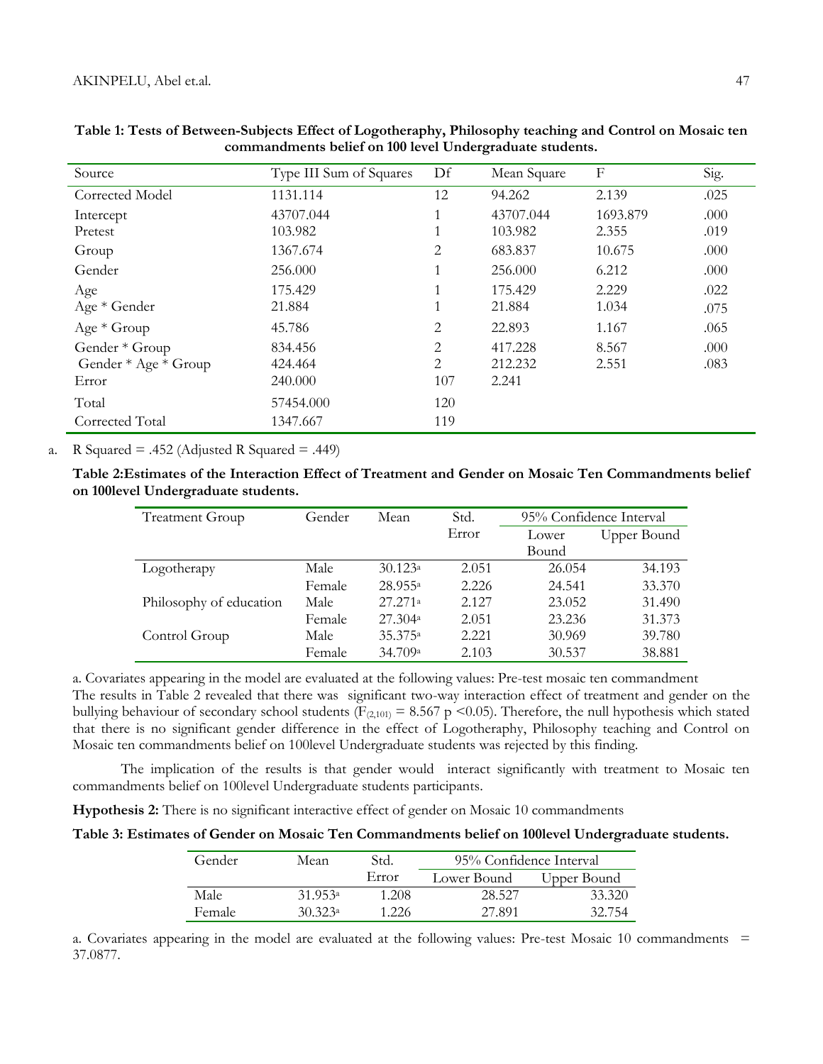**Table 1: Tests of Between-Subjects Effect of Logotheraphy, Philosophy teaching and Control on Mosaic ten commandments belief on 100 level Undergraduate students.**

| Source | Type III Sum of Squares | Df | Mean Square | F | Sig. |
|---|---|---|---|---|---|
| Corrected Model | 1131.114 | 12 | 94.262 | 2.139 | .025 |
| Intercept | 43707.044 | 1 | 43707.044 | 1693.879 | .000 |
| Pretest | 103.982 | 1 | 103.982 | 2.355 | .019 |
| Group | 1367.674 | 2 | 683.837 | 10.675 | .000 |
| Gender | 256.000 | 1 | 256.000 | 6.212 | .000 |
| Age | 175.429 | 1 | 175.429 | 2.229 | .022 |
| Age * Gender | 21.884 | 1 | 21.884 | 1.034 | .075 |
| Age * Group | 45.786 | 2 | 22.893 | 1.167 | .065 |
| Gender * Group | 834.456 | 2 | 417.228 | 8.567 | .000 |
| Gender * Age * Group | 424.464 | 2 | 212.232 | 2.551 | .083 |
| Error | 240.000 | 107 | 2.241 | | |
| Total | 57454.000 | 120 | | | |
| Corrected Total | 1347.667 | 119 | | | |

a. R Squared = .452 (Adjusted R Squared = .449)

**Table 2:Estimates of the Interaction Effect of Treatment and Gender on Mosaic Ten Commandments belief on 100level Undergraduate students.**

| Treatment Group | Gender | Mean | Std. Error | 95% Confidence Interval | |
|---|---|---|---|---|---|
| | | | | Lower Bound | Upper Bound |
| Logotherapy | Male | 30.123[a] | 2.051 | 26.054 | 34.193 |
| | Female | 28.955[a] | 2.226 | 24.541 | 33.370 |
| Philosophy of education | Male | 27.271[a] | 2.127 | 23.052 | 31.490 |
| | Female | 27.304[a] | 2.051 | 23.236 | 31.373 |
| Control Group | Male | 35.375[a] | 2.221 | 30.969 | 39.780 |
| | Female | 34.709[a] | 2.103 | 30.537 | 38.881 |

a. Covariates appearing in the model are evaluated at the following values: Pre-test mosaic ten commandment

The results in Table 2 revealed that there was significant two-way interaction effect of treatment and gender on the bullying behaviour of secondary school students ($F_{(2,101)} = 8.567$ $p < 0.05$). Therefore, the null hypothesis which stated that there is no significant gender difference in the effect of Logotheraphy, Philosophy teaching and Control on Mosaic ten commandments belief on 100level Undergraduate students was rejected by this finding.

The implication of the results is that gender would interact significantly with treatment to Mosaic ten commandments belief on 100level Undergraduate students participants.

**Hypothesis 2:** There is no significant interactive effect of gender on Mosaic 10 commandments

**Table 3: Estimates of Gender on Mosaic Ten Commandments belief on 100level Undergraduate students.**

| Gender | Mean | Std. Error | 95% Confidence Interval | |
|---|---|---|---|---|
| | | | Lower Bound | Upper Bound |
| Male | 31.953[a] | 1.208 | 28.527 | 33.320 |
| Female | 30.323[a] | 1.226 | 27.891 | 32.754 |

a. Covariates appearing in the model are evaluated at the following values: Pre-test Mosaic 10 commandments = 37.0877.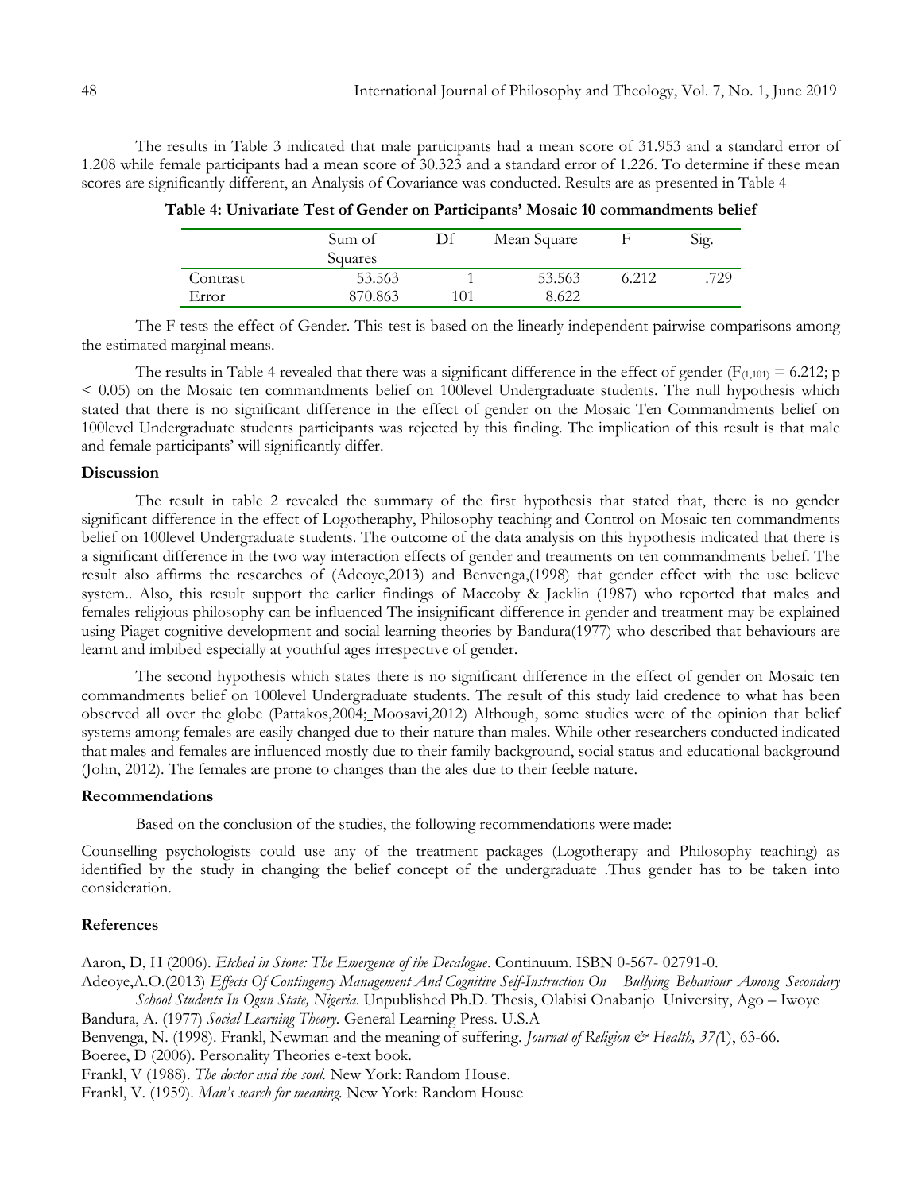The results in Table 3 indicated that male participants had a mean score of 31.953 and a standard error of 1.208 while female participants had a mean score of 30.323 and a standard error of 1.226. To determine if these mean scores are significantly different, an Analysis of Covariance was conducted. Results are as presented in Table 4

**Table 4: Univariate Test of Gender on Participants' Mosaic 10 commandments belief**

| | Sum of Squares | Df | Mean Square | F | Sig. |
|---|---|---|---|---|---|
| Contrast | 53.563 | 1 | 53.563 | 6.212 | .729 |
| Error | 870.863 | 101 | 8.622 | | |

The F tests the effect of Gender. This test is based on the linearly independent pairwise comparisons among the estimated marginal means.

The results in Table 4 revealed that there was a significant difference in the effect of gender ($F_{(1,101)} = 6.212$; $p < 0.05$) on the Mosaic ten commandments belief on 100level Undergraduate students. The null hypothesis which stated that there is no significant difference in the effect of gender on the Mosaic Ten Commandments belief on 100level Undergraduate students participants was rejected by this finding. The implication of this result is that male and female participants' will significantly differ.

### Discussion

The result in table 2 revealed the summary of the first hypothesis that stated that, there is no gender significant difference in the effect of Logotheraphy, Philosophy teaching and Control on Mosaic ten commandments belief on 100level Undergraduate students. The outcome of the data analysis on this hypothesis indicated that there is a significant difference in the two way interaction effects of gender and treatments on ten commandments belief. The result also affirms the researches of (Adeoye,2013) and Benvenga,(1998) that gender effect with the use believe system.. Also, this result support the earlier findings of Maccoby & Jacklin (1987) who reported that males and females religious philosophy can be influenced The insignificant difference in gender and treatment may be explained using Piaget cognitive development and social learning theories by Bandura(1977) who described that behaviours are learnt and imbibed especially at youthful ages irrespective of gender.

The second hypothesis which states there is no significant difference in the effect of gender on Mosaic ten commandments belief on 100level Undergraduate students. The result of this study laid credence to what has been observed all over the globe (Pattakos,2004; Moosavi,2012) Although, some studies were of the opinion that belief systems among females are easily changed due to their nature than males. While other researchers conducted indicated that males and females are influenced mostly due to their family background, social status and educational background (John, 2012). The females are prone to changes than the ales due to their feeble nature.

### Recommendations

Based on the conclusion of the studies, the following recommendations were made:

Counselling psychologists could use any of the treatment packages (Logotherapy and Philosophy teaching) as identified by the study in changing the belief concept of the undergraduate .Thus gender has to be taken into consideration.

### References

Aaron, D, H (2006). *Etched in Stone: The Emergence of the Decalogue*. Continuum. ISBN 0-567- 02791-0.

Adeoye,A.O.(2013) *Effects Of Contingency Management And Cognitive Self-Instruction On Bullying Behaviour Among Secondary School Students In Ogun State, Nigeria*. Unpublished Ph.D. Thesis, Olabisi Onabanjo University, Ago – Iwoye

Bandura, A. (1977) *Social Learning Theory.* General Learning Press. U.S.A

Benvenga, N. (1998). Frankl, Newman and the meaning of suffering. *Journal of Religion & Health, 37(*1), 63-66.

Boeree, D (2006). Personality Theories e-text book.

Frankl, V (1988). *The doctor and the soul.* New York: Random House.

Frankl, V. (1959). *Man's search for meaning.* New York: Random House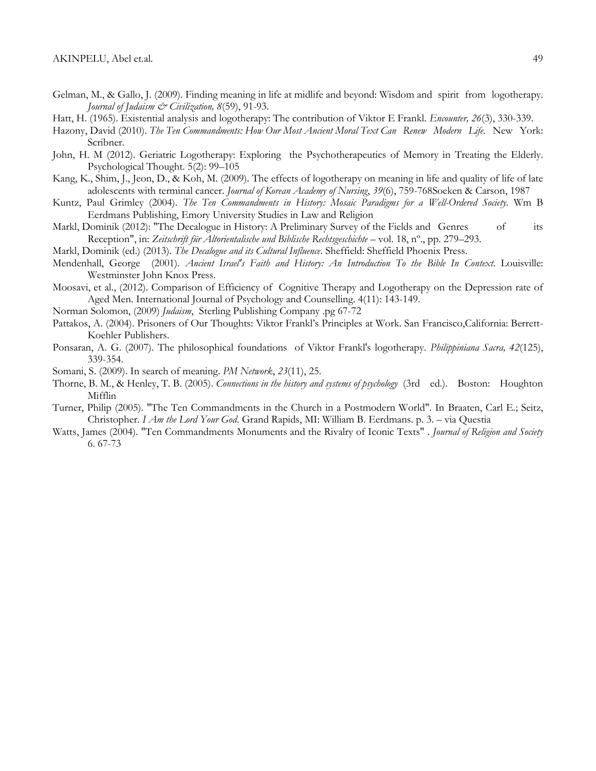Gelman, M., & Gallo, J. (2009). Finding meaning in life at midlife and beyond: Wisdom and spirit from logotherapy. *Journal of Judaism & Civilization, 8*(59), 91-93.

Hatt, H. (1965). Existential analysis and logotherapy: The contribution of Viktor E Frankl. *Encounter, 26*(3), 330-339.

Hazony, David (2010). *The Ten Commandments: How Our Most Ancient Moral Text Can Renew Modern Life.* New York: Scribner.

John, H. M (2012). Geriatric Logotherapy: Exploring the Psychotherapeutics of Memory in Treating the Elderly. Psychological Thought. 5(2): 99–105

Kang, K., Shim, J., Jeon, D., & Koh, M. (2009). The effects of logotherapy on meaning in life and quality of life of late adolescents with terminal cancer. *Journal of Korean Academy of Nursing, 39*(6), 759-768Soeken & Carson, 1987

Kuntz, Paul Grimley (2004). *The Ten Commandments in History: Mosaic Paradigms for a Well-Ordered Society*. Wm B Eerdmans Publishing, Emory University Studies in Law and Religion

Markl, Dominik (2012): "The Decalogue in History: A Preliminary Survey of the Fields and Genres of its Reception", in: *Zeitschrift für Altorientalische und Biblische Rechtsgeschichte* – vol. 18, nº., pp. 279–293.

Markl, Dominik (ed.) (2013). *The Decalogue and its Cultural Influence*. Sheffield: Sheffield Phoenix Press.

Mendenhall, George (2001). *Ancient Israel's Faith and History: An Introduction To the Bible In Context*. Louisville: Westminster John Knox Press.

Moosavi, et al., (2012). Comparison of Efficiency of Cognitive Therapy and Logotherapy on the Depression rate of Aged Men. International Journal of Psychology and Counselling. 4(11): 143-149.

Norman Solomon, (2009) *Judaism*, Sterling Publishing Company .pg 67-72

Pattakos, A. (2004). Prisoners of Our Thoughts: Viktor Frankl's Principles at Work. San Francisco,California: Berrett-Koehler Publishers.

Ponsaran, A. G. (2007). The philosophical foundations of Viktor Frankl's logotherapy. *Philippiniana Sacra, 42*(125), 339-354.

Somani, S. (2009). In search of meaning. *PM Network*, *23*(11), 25.

Thorne, B. M., & Henley, T. B. (2005). *Connections in the history and systems of psychology* (3rd ed.). Boston: Houghton Mifflin

Turner, Philip (2005). "The Ten Commandments in the Church in a Postmodern World". In Braaten, Carl E.; Seitz, Christopher. *I Am the Lord Your God*. Grand Rapids, MI: William B. Eerdmans. p. 3. – via Questia

Watts, James (2004). "Ten Commandments Monuments and the Rivalry of Iconic Texts" . *Journal of Religion and Society* 6. 67-73